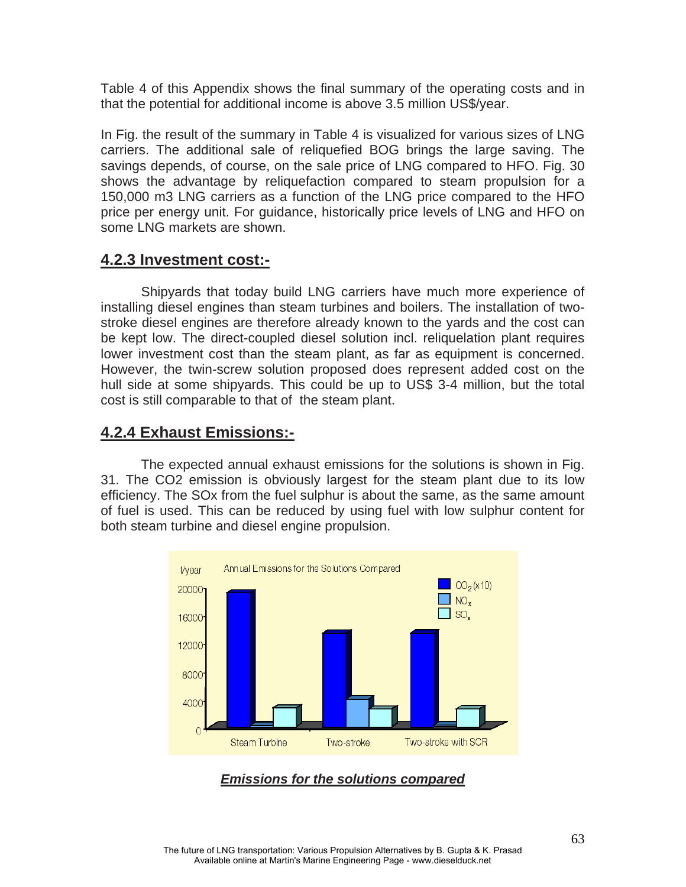Table 4 of this Appendix shows the final summary of the operating costs and in that the potential for additional income is above 3.5 million US$/year.

In Fig. the result of the summary in Table 4 is visualized for various sizes of LNG carriers. The additional sale of reliquefied BOG brings the large saving. The savings depends, of course, on the sale price of LNG compared to HFO. Fig. 30 shows the advantage by reliquefaction compared to steam propulsion for a 150,000 m3 LNG carriers as a function of the LNG price compared to the HFO price per energy unit. For guidance, historically price levels of LNG and HFO on some LNG markets are shown.

## 4.2.3 Investment cost:-

Shipyards that today build LNG carriers have much more experience of installing diesel engines than steam turbines and boilers. The installation of two-stroke diesel engines are therefore already known to the yards and the cost can be kept low. The direct-coupled diesel solution incl. reliquelation plant requires lower investment cost than the steam plant, as far as equipment is concerned. However, the twin-screw solution proposed does represent added cost on the hull side at some shipyards. This could be up to US$ 3-4 million, but the total cost is still comparable to that of the steam plant.

## 4.2.4 Exhaust Emissions:-

The expected annual exhaust emissions for the solutions is shown in Fig. 31. The CO2 emission is obviously largest for the steam plant due to its low efficiency. The SOx from the fuel sulphur is about the same, as the same amount of fuel is used. This can be reduced by using fuel with low sulphur content for both steam turbine and diesel engine propulsion.

***Emissions for the solutions compared***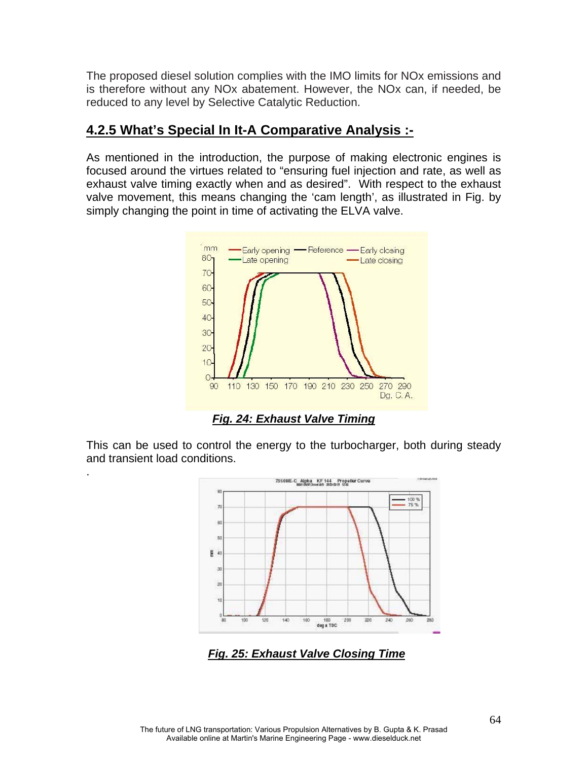The proposed diesel solution complies with the IMO limits for NOx emissions and is therefore without any NOx abatement. However, the NOx can, if needed, be reduced to any level by Selective Catalytic Reduction.

## 4.2.5 What's Special In It-A Comparative Analysis :-

As mentioned in the introduction, the purpose of making electronic engines is focused around the virtues related to "ensuring fuel injection and rate, as well as exhaust valve timing exactly when and as desired". With respect to the exhaust valve movement, this means changing the 'cam length', as illustrated in Fig. by simply changing the point in time of activating the ELVA valve.

***Fig. 24: Exhaust Valve Timing***

This can be used to control the energy to the turbocharger, both during steady and transient load conditions.

***Fig. 25: Exhaust Valve Closing Time***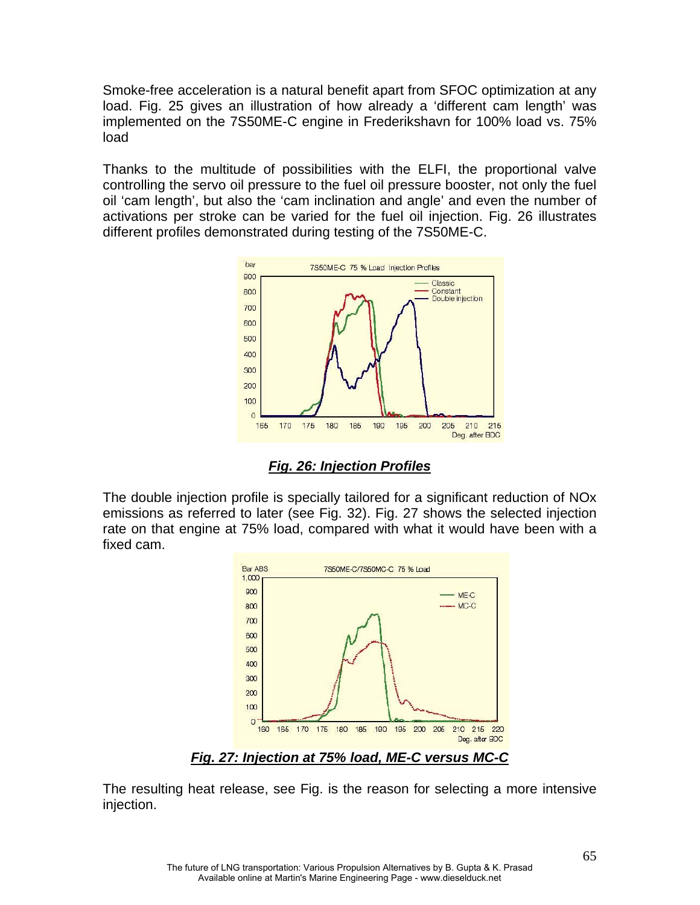Smoke-free acceleration is a natural benefit apart from SFOC optimization at any load. Fig. 25 gives an illustration of how already a 'different cam length' was implemented on the 7S50ME-C engine in Frederikshavn for 100% load vs. 75% load

Thanks to the multitude of possibilities with the ELFI, the proportional valve controlling the servo oil pressure to the fuel oil pressure booster, not only the fuel oil 'cam length', but also the 'cam inclination and angle' and even the number of activations per stroke can be varied for the fuel oil injection. Fig. 26 illustrates different profiles demonstrated during testing of the 7S50ME-C.

***Fig. 26: Injection Profiles***

The double injection profile is specially tailored for a significant reduction of NOx emissions as referred to later (see Fig. 32). Fig. 27 shows the selected injection rate on that engine at 75% load, compared with what it would have been with a fixed cam.

***Fig. 27: Injection at 75% load, ME-C versus MC-C***

The resulting heat release, see Fig. is the reason for selecting a more intensive injection.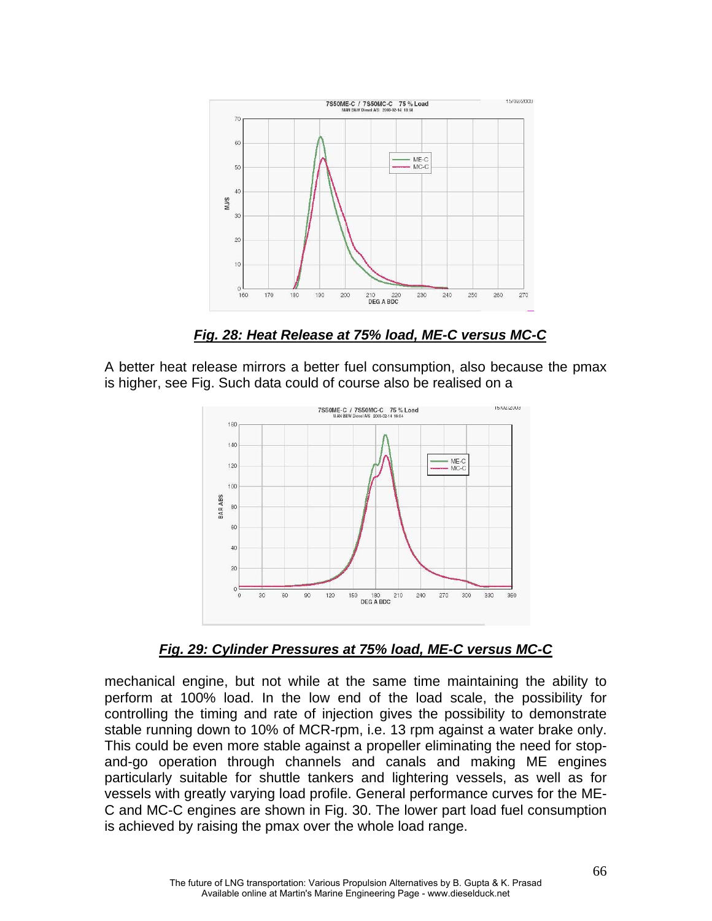***Fig. 28: Heat Release at 75% load, ME-C versus MC-C***

A better heat release mirrors a better fuel consumption, also because the pmax is higher, see Fig. Such data could of course also be realised on a

***Fig. 29: Cylinder Pressures at 75% load, ME-C versus MC-C***

mechanical engine, but not while at the same time maintaining the ability to perform at 100% load. In the low end of the load scale, the possibility for controlling the timing and rate of injection gives the possibility to demonstrate stable running down to 10% of MCR-rpm, i.e. 13 rpm against a water brake only. This could be even more stable against a propeller eliminating the need for stop-and-go operation through channels and canals and making ME engines particularly suitable for shuttle tankers and lightering vessels, as well as for vessels with greatly varying load profile. General performance curves for the ME-C and MC-C engines are shown in Fig. 30. The lower part load fuel consumption is achieved by raising the pmax over the whole load range.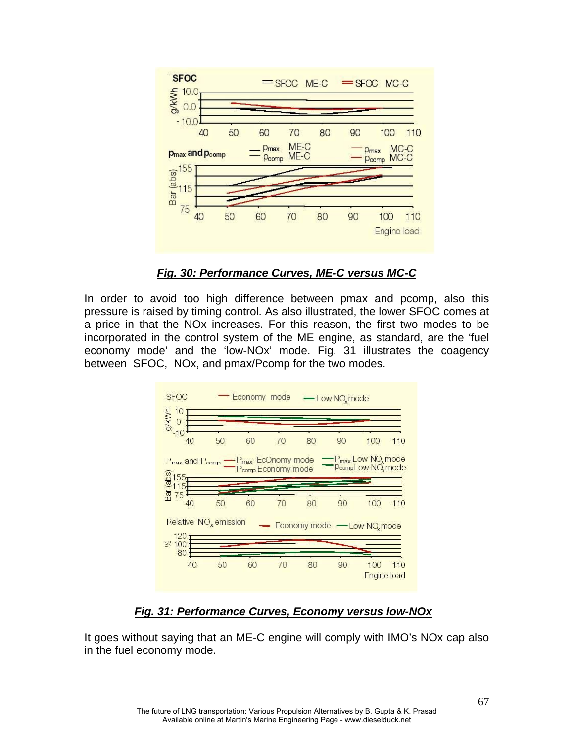***Fig. 30: Performance Curves, ME-C versus MC-C***

In order to avoid too high difference between pmax and pcomp, also this pressure is raised by timing control. As also illustrated, the lower SFOC comes at a price in that the NOx increases. For this reason, the first two modes to be incorporated in the control system of the ME engine, as standard, are the 'fuel economy mode' and the 'low-NOx' mode. Fig. 31 illustrates the coagency between SFOC, NOx, and pmax/Pcomp for the two modes.

***Fig. 31: Performance Curves, Economy versus low-NOx***

It goes without saying that an ME-C engine will comply with IMO's NOx cap also in the fuel economy mode.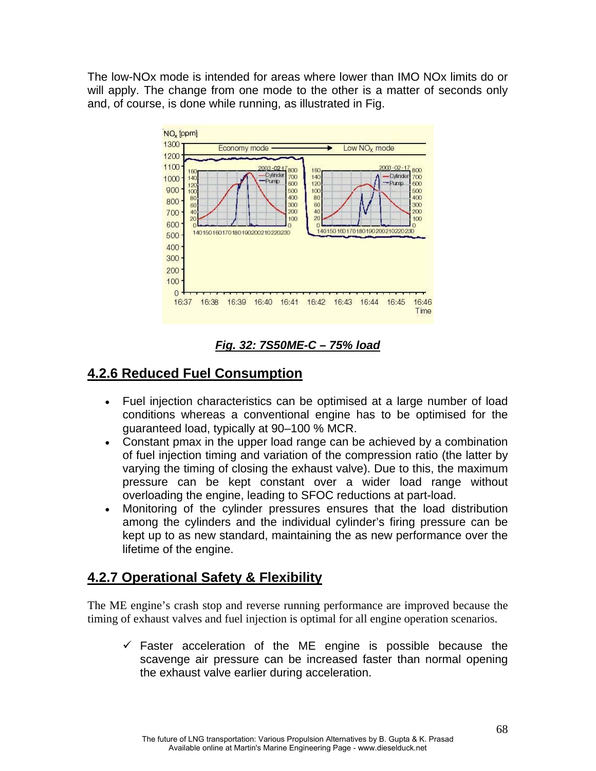The low-NOx mode is intended for areas where lower than IMO NOx limits do or will apply. The change from one mode to the other is a matter of seconds only and, of course, is done while running, as illustrated in Fig.

***Fig. 32: 7S50ME-C – 75% load***

## 4.2.6 Reduced Fuel Consumption

- Fuel injection characteristics can be optimised at a large number of load conditions whereas a conventional engine has to be optimised for the guaranteed load, typically at 90–100 % MCR.
- Constant pmax in the upper load range can be achieved by a combination of fuel injection timing and variation of the compression ratio (the latter by varying the timing of closing the exhaust valve). Due to this, the maximum pressure can be kept constant over a wider load range without overloading the engine, leading to SFOC reductions at part-load.
- Monitoring of the cylinder pressures ensures that the load distribution among the cylinders and the individual cylinder's firing pressure can be kept up to as new standard, maintaining the as new performance over the lifetime of the engine.

## 4.2.7 Operational Safety & Flexibility

The ME engine's crash stop and reverse running performance are improved because the timing of exhaust valves and fuel injection is optimal for all engine operation scenarios.

- ✓ Faster acceleration of the ME engine is possible because the scavenge air pressure can be increased faster than normal opening the exhaust valve earlier during acceleration.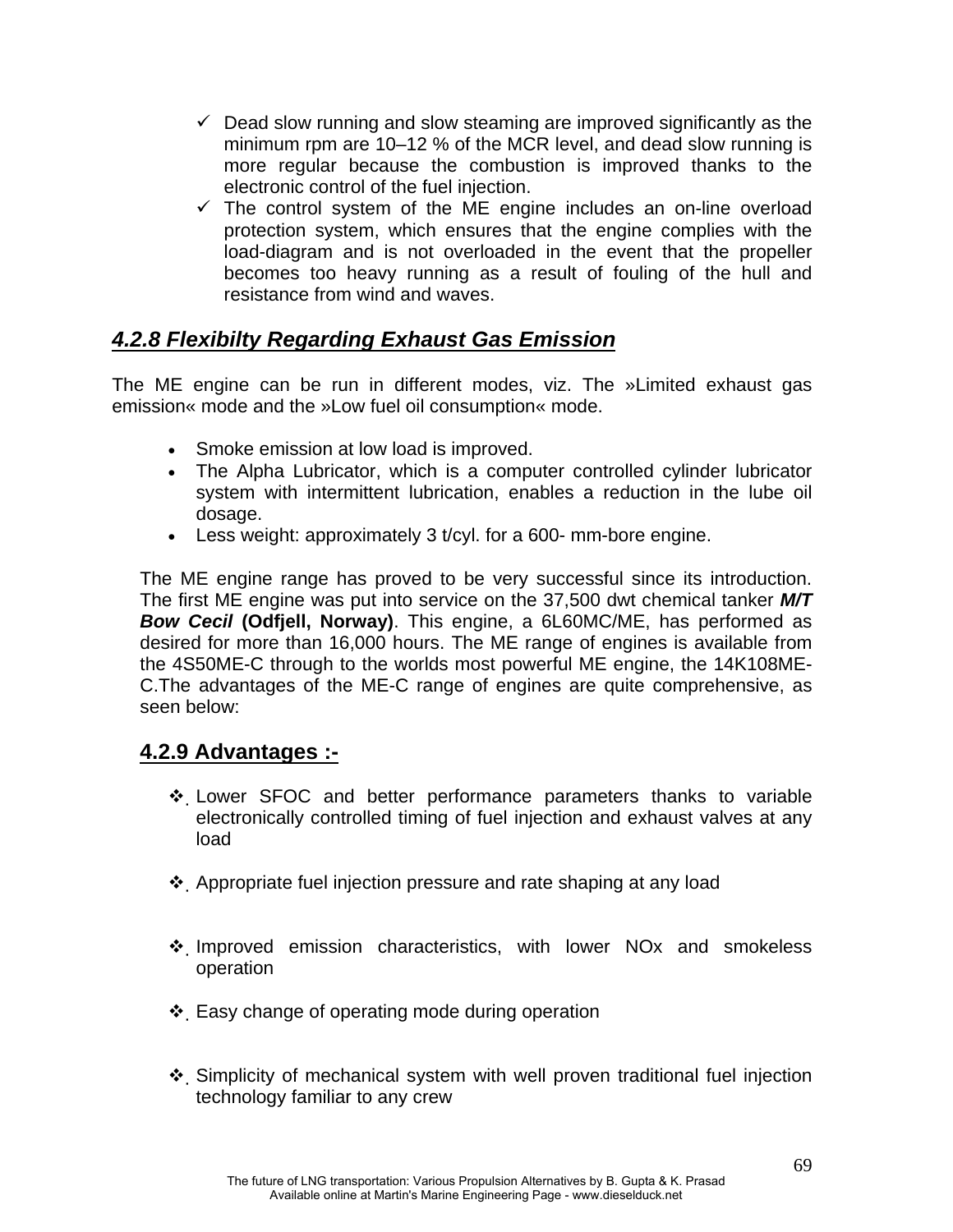- ✓ Dead slow running and slow steaming are improved significantly as the minimum rpm are 10–12 % of the MCR level, and dead slow running is more regular because the combustion is improved thanks to the electronic control of the fuel injection.
- ✓ The control system of the ME engine includes an on-line overload protection system, which ensures that the engine complies with the load-diagram and is not overloaded in the event that the propeller becomes too heavy running as a result of fouling of the hull and resistance from wind and waves.

### ***4.2.8 Flexibilty Regarding Exhaust Gas Emission***

The ME engine can be run in different modes, viz. The »Limited exhaust gas emission« mode and the »Low fuel oil consumption« mode.

- Smoke emission at low load is improved.
- The Alpha Lubricator, which is a computer controlled cylinder lubricator system with intermittent lubrication, enables a reduction in the lube oil dosage.
- Less weight: approximately 3 t/cyl. for a 600- mm-bore engine.

The ME engine range has proved to be very successful since its introduction. The first ME engine was put into service on the 37,500 dwt chemical tanker ***M/T Bow Cecil*** **(Odfjell, Norway)**. This engine, a 6L60MC/ME, has performed as desired for more than 16,000 hours. The ME range of engines is available from the 4S50ME-C through to the worlds most powerful ME engine, the 14K108ME-C.The advantages of the ME-C range of engines are quite comprehensive, as seen below:

### **4.2.9 Advantages :-**

- ❖ Lower SFOC and better performance parameters thanks to variable electronically controlled timing of fuel injection and exhaust valves at any load
- ❖ Appropriate fuel injection pressure and rate shaping at any load
- ❖ Improved emission characteristics, with lower NOx and smokeless operation
- ❖ Easy change of operating mode during operation
- ❖ Simplicity of mechanical system with well proven traditional fuel injection technology familiar to any crew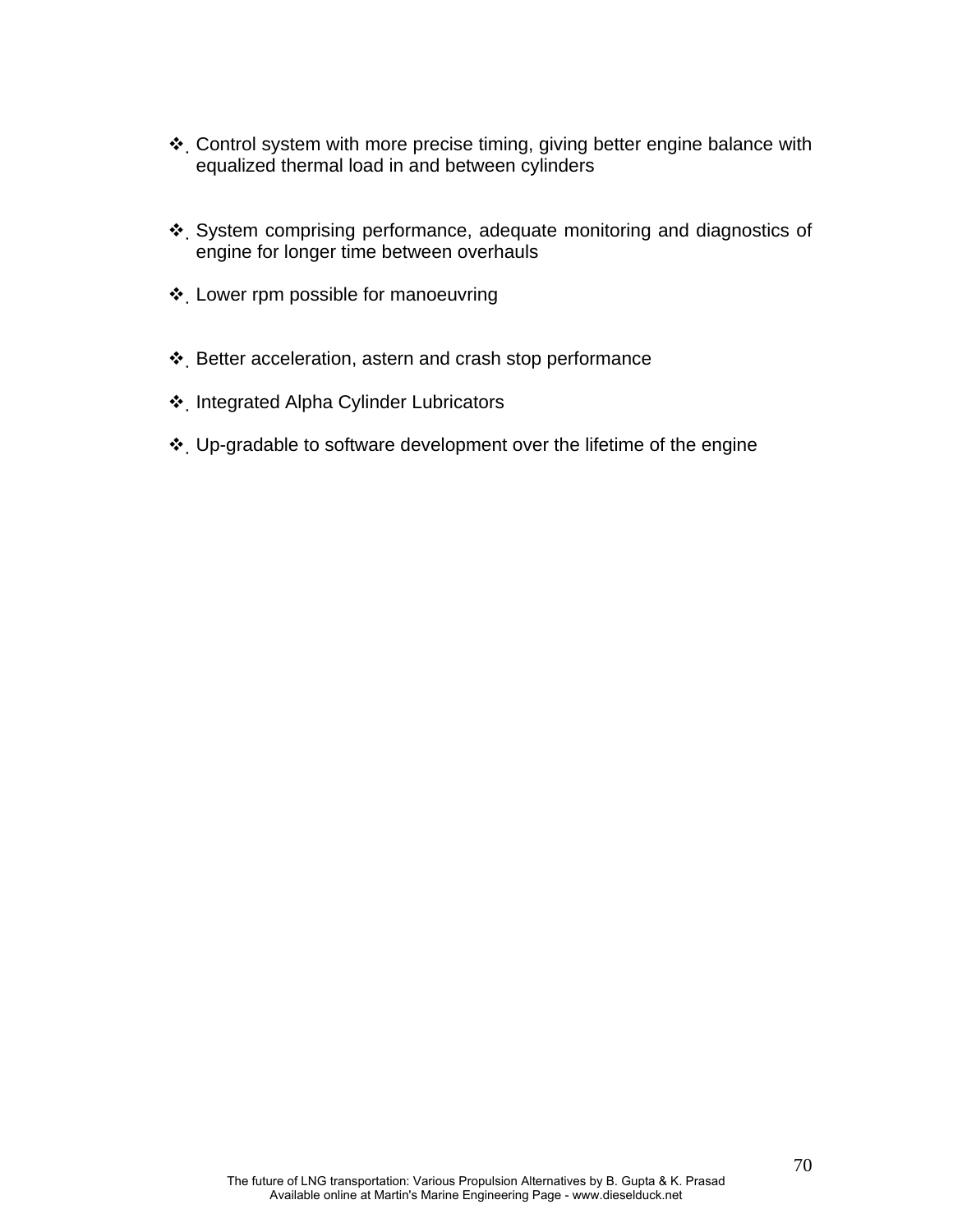- Control system with more precise timing, giving better engine balance with equalized thermal load in and between cylinders

- System comprising performance, adequate monitoring and diagnostics of engine for longer time between overhauls

- Lower rpm possible for manoeuvring

- Better acceleration, astern and crash stop performance

- Integrated Alpha Cylinder Lubricators

- Up-gradable to software development over the lifetime of the engine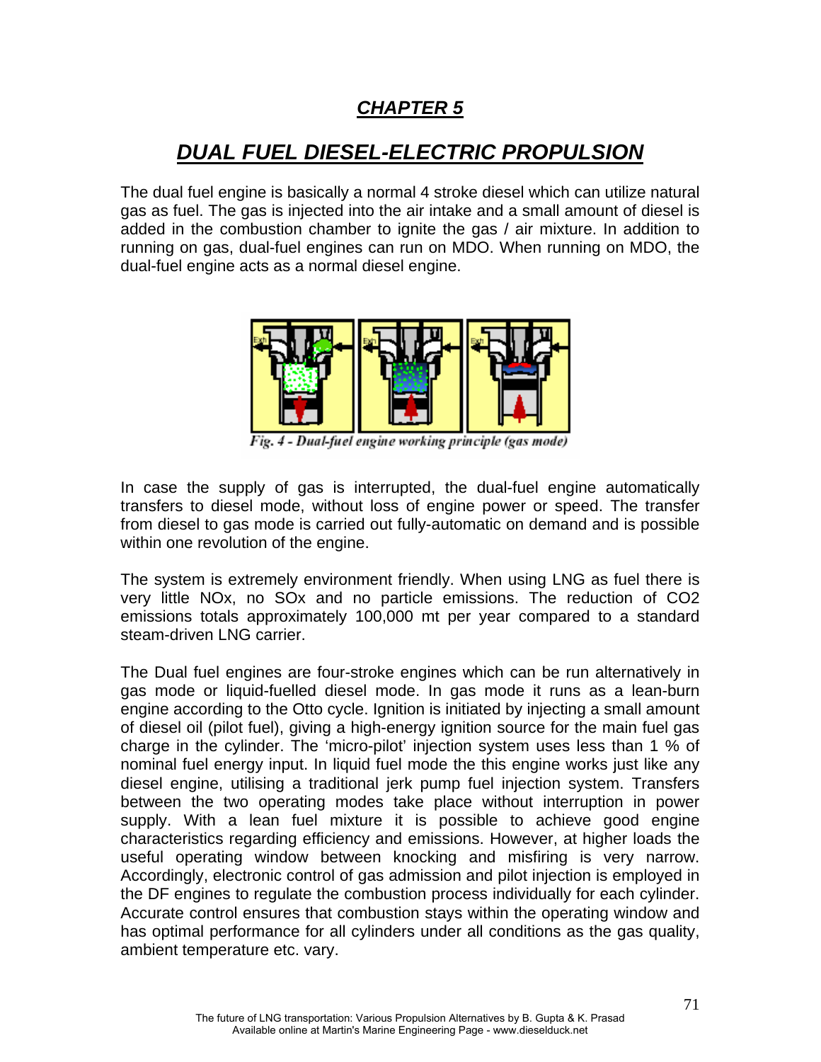# *CHAPTER 5*

## *DUAL FUEL DIESEL-ELECTRIC PROPULSION*

The dual fuel engine is basically a normal 4 stroke diesel which can utilize natural gas as fuel. The gas is injected into the air intake and a small amount of diesel is added in the combustion chamber to ignite the gas / air mixture. In addition to running on gas, dual-fuel engines can run on MDO. When running on MDO, the dual-fuel engine acts as a normal diesel engine.

*Fig. 4 - Dual-fuel engine working principle (gas mode)*

In case the supply of gas is interrupted, the dual-fuel engine automatically transfers to diesel mode, without loss of engine power or speed. The transfer from diesel to gas mode is carried out fully-automatic on demand and is possible within one revolution of the engine.

The system is extremely environment friendly. When using LNG as fuel there is very little NOx, no SOx and no particle emissions. The reduction of $CO_2$ emissions totals approximately 100,000 mt per year compared to a standard steam-driven LNG carrier.

The Dual fuel engines are four-stroke engines which can be run alternatively in gas mode or liquid-fuelled diesel mode. In gas mode it runs as a lean-burn engine according to the Otto cycle. Ignition is initiated by injecting a small amount of diesel oil (pilot fuel), giving a high-energy ignition source for the main fuel gas charge in the cylinder. The 'micro-pilot' injection system uses less than 1 % of nominal fuel energy input. In liquid fuel mode the this engine works just like any diesel engine, utilising a traditional jerk pump fuel injection system. Transfers between the two operating modes take place without interruption in power supply. With a lean fuel mixture it is possible to achieve good engine characteristics regarding efficiency and emissions. However, at higher loads the useful operating window between knocking and misfiring is very narrow. Accordingly, electronic control of gas admission and pilot injection is employed in the DF engines to regulate the combustion process individually for each cylinder. Accurate control ensures that combustion stays within the operating window and has optimal performance for all cylinders under all conditions as the gas quality, ambient temperature etc. vary.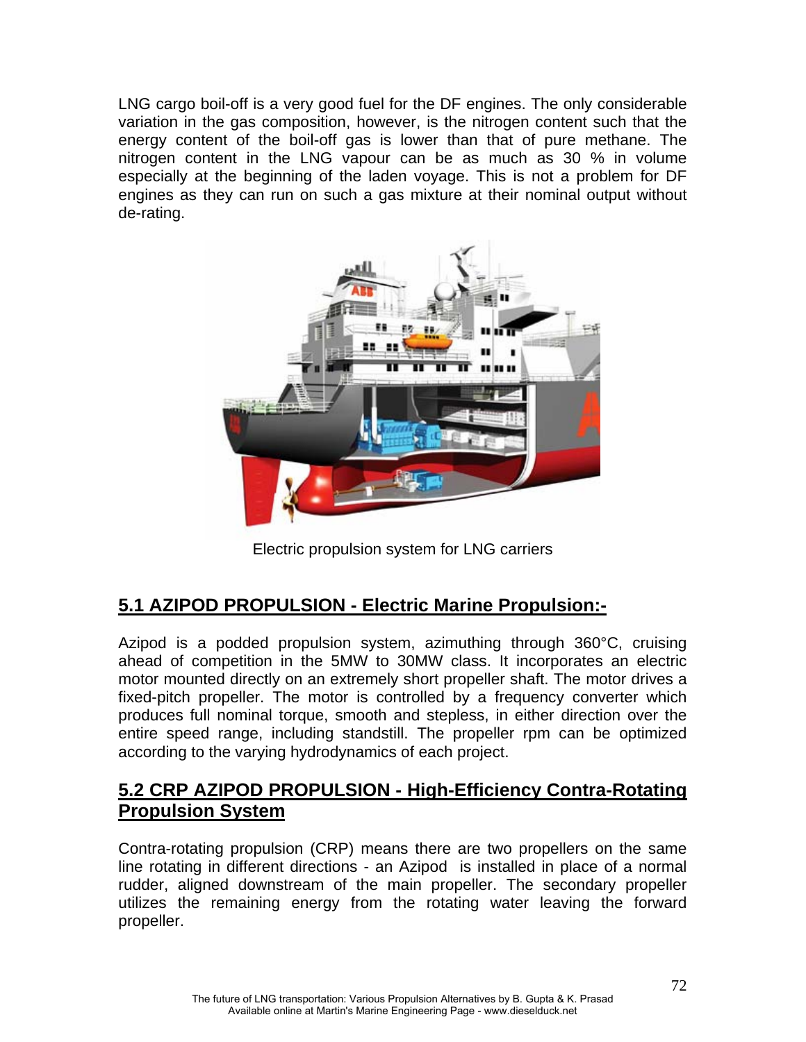LNG cargo boil-off is a very good fuel for the DF engines. The only considerable variation in the gas composition, however, is the nitrogen content such that the energy content of the boil-off gas is lower than that of pure methane. The nitrogen content in the LNG vapour can be as much as 30 % in volume especially at the beginning of the laden voyage. This is not a problem for DF engines as they can run on such a gas mixture at their nominal output without de-rating.

Electric propulsion system for LNG carriers

## 5.1 AZIPOD PROPULSION - Electric Marine Propulsion:-

Azipod is a podded propulsion system, azimuthing through 360°C, cruising ahead of competition in the 5MW to 30MW class. It incorporates an electric motor mounted directly on an extremely short propeller shaft. The motor drives a fixed-pitch propeller. The motor is controlled by a frequency converter which produces full nominal torque, smooth and stepless, in either direction over the entire speed range, including standstill. The propeller rpm can be optimized according to the varying hydrodynamics of each project.

## 5.2 CRP AZIPOD PROPULSION - High-Efficiency Contra-Rotating Propulsion System

Contra-rotating propulsion (CRP) means there are two propellers on the same line rotating in different directions - an Azipod is installed in place of a normal rudder, aligned downstream of the main propeller. The secondary propeller utilizes the remaining energy from the rotating water leaving the forward propeller.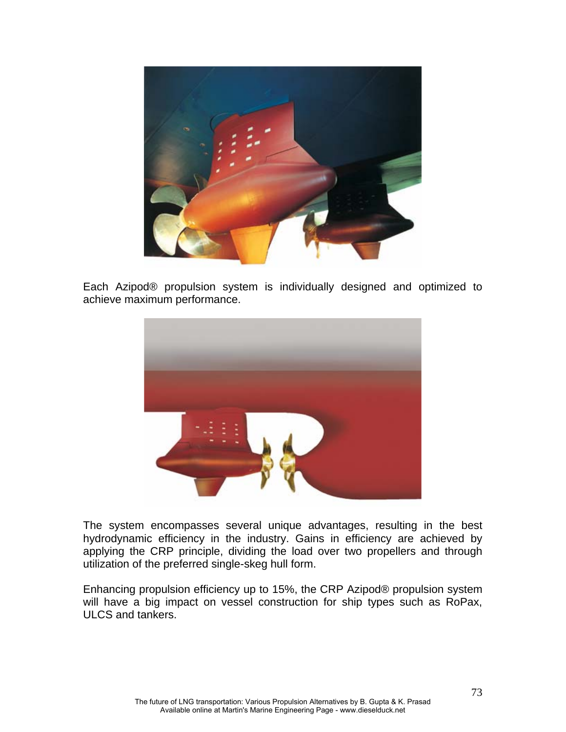Each Azipod® propulsion system is individually designed and optimized to achieve maximum performance.

The system encompasses several unique advantages, resulting in the best hydrodynamic efficiency in the industry. Gains in efficiency are achieved by applying the CRP principle, dividing the load over two propellers and through utilization of the preferred single-skeg hull form.

Enhancing propulsion efficiency up to 15%, the CRP Azipod® propulsion system will have a big impact on vessel construction for ship types such as RoPax, ULCS and tankers.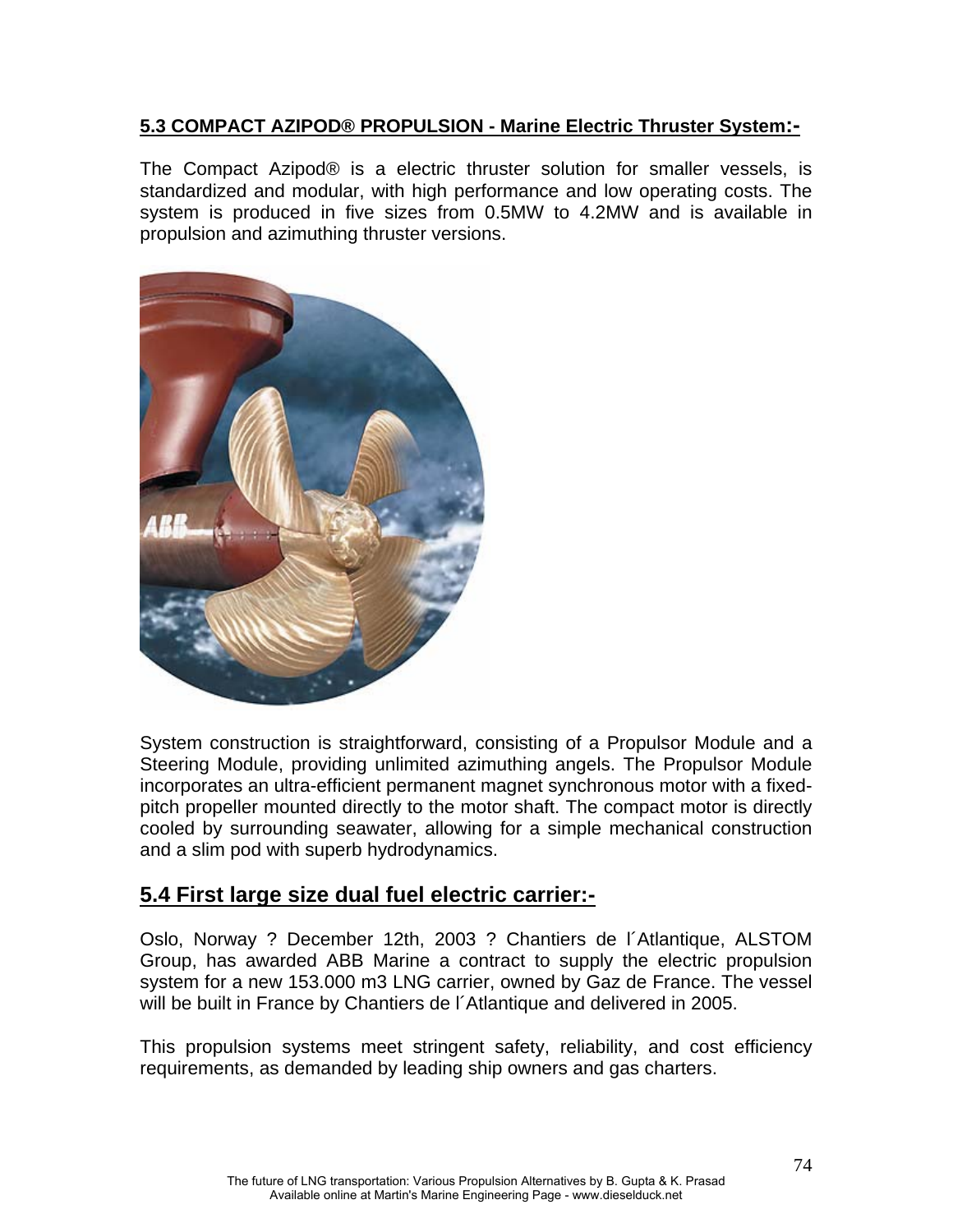### 5.3 COMPACT AZIPOD® PROPULSION - Marine Electric Thruster System:-

The Compact Azipod® is a electric thruster solution for smaller vessels, is standardized and modular, with high performance and low operating costs. The system is produced in five sizes from 0.5MW to 4.2MW and is available in propulsion and azimuthing thruster versions.

System construction is straightforward, consisting of a Propulsor Module and a Steering Module, providing unlimited azimuthing angels. The Propulsor Module incorporates an ultra-efficient permanent magnet synchronous motor with a fixed-pitch propeller mounted directly to the motor shaft. The compact motor is directly cooled by surrounding seawater, allowing for a simple mechanical construction and a slim pod with superb hydrodynamics.

## 5.4 First large size dual fuel electric carrier:-

Oslo, Norway ? December 12th, 2003 ? Chantiers de l´Atlantique, ALSTOM Group, has awarded ABB Marine a contract to supply the electric propulsion system for a new 153.000 m3 LNG carrier, owned by Gaz de France. The vessel will be built in France by Chantiers de l´Atlantique and delivered in 2005.

This propulsion systems meet stringent safety, reliability, and cost efficiency requirements, as demanded by leading ship owners and gas charters.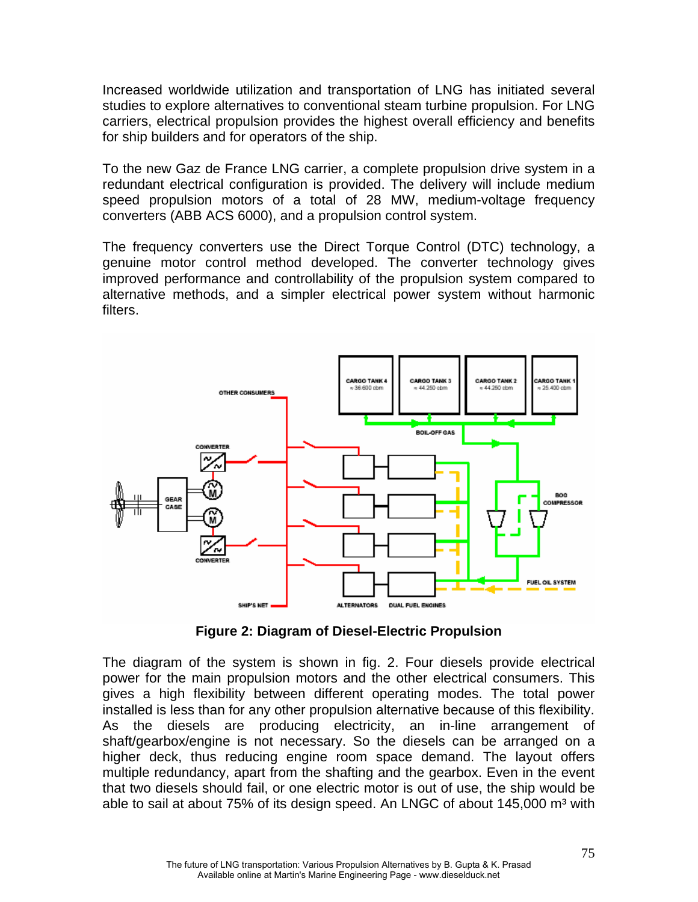Increased worldwide utilization and transportation of LNG has initiated several studies to explore alternatives to conventional steam turbine propulsion. For LNG carriers, electrical propulsion provides the highest overall efficiency and benefits for ship builders and for operators of the ship.

To the new Gaz de France LNG carrier, a complete propulsion drive system in a redundant electrical configuration is provided. The delivery will include medium speed propulsion motors of a total of 28 MW, medium-voltage frequency converters (ABB ACS 6000), and a propulsion control system.

The frequency converters use the Direct Torque Control (DTC) technology, a genuine motor control method developed. The converter technology gives improved performance and controllability of the propulsion system compared to alternative methods, and a simpler electrical power system without harmonic filters.

**Figure 2: Diagram of Diesel-Electric Propulsion**

The diagram of the system is shown in fig. 2. Four diesels provide electrical power for the main propulsion motors and the other electrical consumers. This gives a high flexibility between different operating modes. The total power installed is less than for any other propulsion alternative because of this flexibility. As the diesels are producing electricity, an in-line arrangement of shaft/gearbox/engine is not necessary. So the diesels can be arranged on a higher deck, thus reducing engine room space demand. The layout offers multiple redundancy, apart from the shafting and the gearbox. Even in the event that two diesels should fail, or one electric motor is out of use, the ship would be able to sail at about 75% of its design speed. An LNGC of about 145,000 m³ with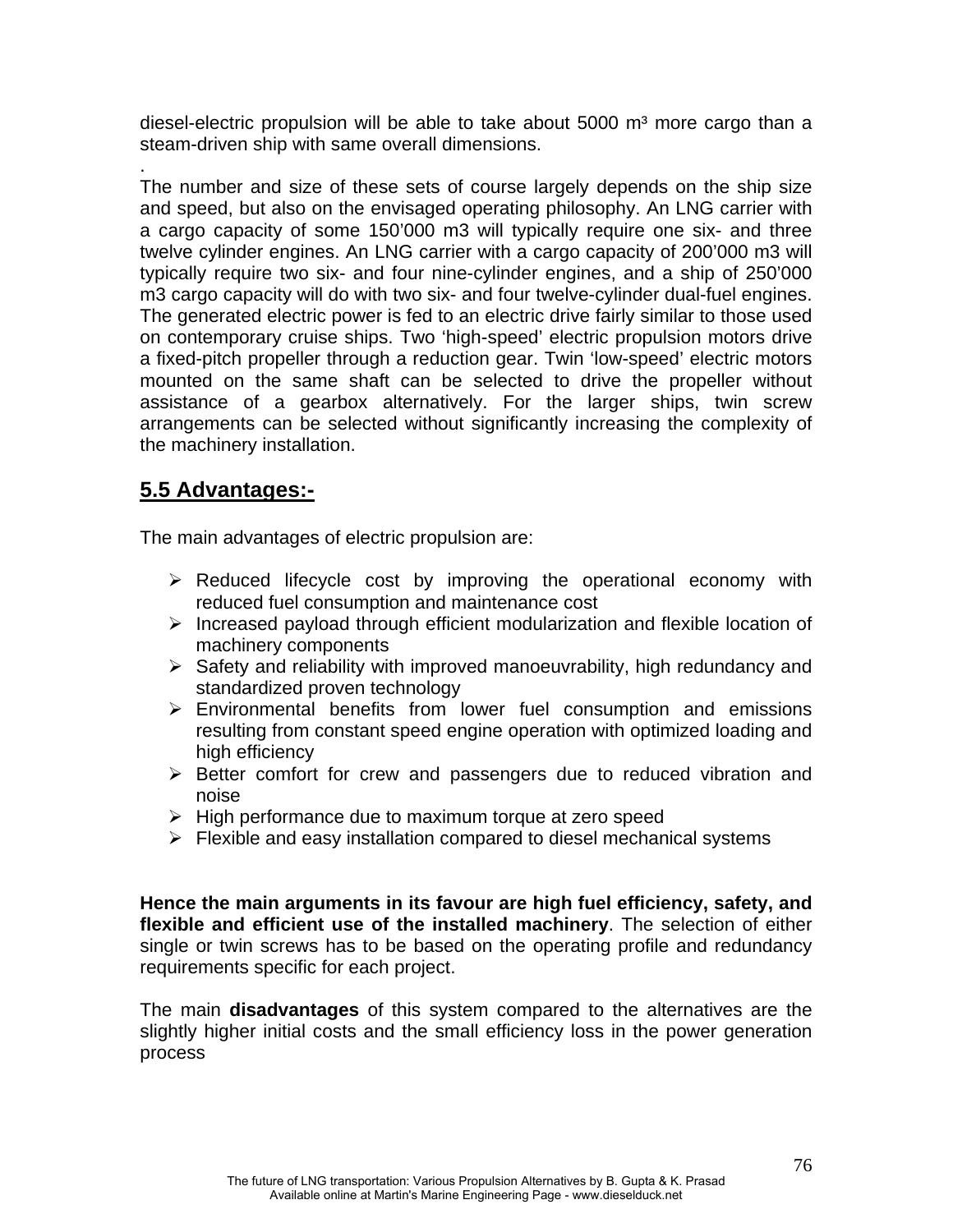diesel-electric propulsion will be able to take about 5000 m³ more cargo than a steam-driven ship with same overall dimensions.

.

The number and size of these sets of course largely depends on the ship size and speed, but also on the envisaged operating philosophy. An LNG carrier with a cargo capacity of some 150’000 m3 will typically require one six- and three twelve cylinder engines. An LNG carrier with a cargo capacity of 200’000 m3 will typically require two six- and four nine-cylinder engines, and a ship of 250’000 m3 cargo capacity will do with two six- and four twelve-cylinder dual-fuel engines. The generated electric power is fed to an electric drive fairly similar to those used on contemporary cruise ships. Two ‘high-speed’ electric propulsion motors drive a fixed-pitch propeller through a reduction gear. Twin ‘low-speed’ electric motors mounted on the same shaft can be selected to drive the propeller without assistance of a gearbox alternatively. For the larger ships, twin screw arrangements can be selected without significantly increasing the complexity of the machinery installation.

## 5.5 Advantages:-

The main advantages of electric propulsion are:

- Reduced lifecycle cost by improving the operational economy with reduced fuel consumption and maintenance cost
- Increased payload through efficient modularization and flexible location of machinery components
- Safety and reliability with improved manoeuvrability, high redundancy and standardized proven technology
- Environmental benefits from lower fuel consumption and emissions resulting from constant speed engine operation with optimized loading and high efficiency
- Better comfort for crew and passengers due to reduced vibration and noise
- High performance due to maximum torque at zero speed
- Flexible and easy installation compared to diesel mechanical systems

**Hence the main arguments in its favour are high fuel efficiency, safety, and flexible and efficient use of the installed machinery**. The selection of either single or twin screws has to be based on the operating profile and redundancy requirements specific for each project.

The main **disadvantages** of this system compared to the alternatives are the slightly higher initial costs and the small efficiency loss in the power generation process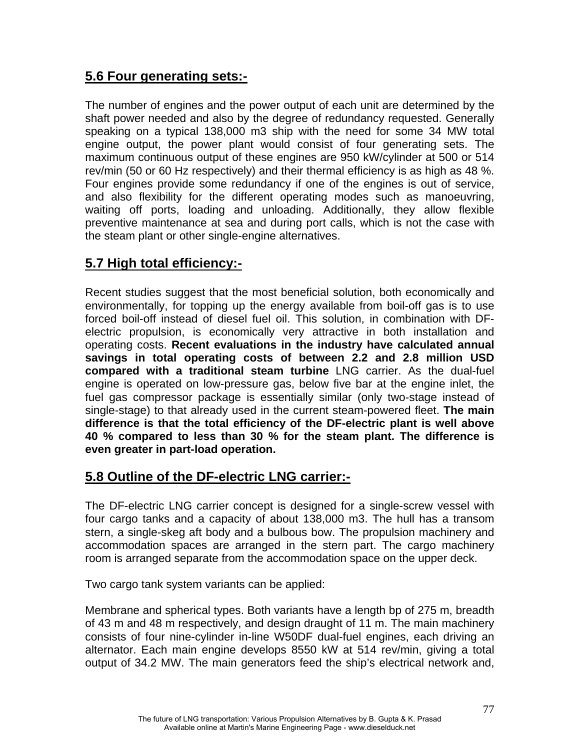## 5.6 Four generating sets:-

The number of engines and the power output of each unit are determined by the shaft power needed and also by the degree of redundancy requested. Generally speaking on a typical 138,000 m3 ship with the need for some 34 MW total engine output, the power plant would consist of four generating sets. The maximum continuous output of these engines are 950 kW/cylinder at 500 or 514 rev/min (50 or 60 Hz respectively) and their thermal efficiency is as high as 48 %. Four engines provide some redundancy if one of the engines is out of service, and also flexibility for the different operating modes such as manoeuvring, waiting off ports, loading and unloading. Additionally, they allow flexible preventive maintenance at sea and during port calls, which is not the case with the steam plant or other single-engine alternatives.

## 5.7 High total efficiency:-

Recent studies suggest that the most beneficial solution, both economically and environmentally, for topping up the energy available from boil-off gas is to use forced boil-off instead of diesel fuel oil. This solution, in combination with DF-electric propulsion, is economically very attractive in both installation and operating costs. **Recent evaluations in the industry have calculated annual savings in total operating costs of between 2.2 and 2.8 million USD compared with a traditional steam turbine** LNG carrier. As the dual-fuel engine is operated on low-pressure gas, below five bar at the engine inlet, the fuel gas compressor package is essentially similar (only two-stage instead of single-stage) to that already used in the current steam-powered fleet. **The main difference is that the total efficiency of the DF-electric plant is well above 40 % compared to less than 30 % for the steam plant. The difference is even greater in part-load operation.**

## 5.8 Outline of the DF-electric LNG carrier:-

The DF-electric LNG carrier concept is designed for a single-screw vessel with four cargo tanks and a capacity of about 138,000 m3. The hull has a transom stern, a single-skeg aft body and a bulbous bow. The propulsion machinery and accommodation spaces are arranged in the stern part. The cargo machinery room is arranged separate from the accommodation space on the upper deck.

Two cargo tank system variants can be applied:

Membrane and spherical types. Both variants have a length bp of 275 m, breadth of 43 m and 48 m respectively, and design draught of 11 m. The main machinery consists of four nine-cylinder in-line W50DF dual-fuel engines, each driving an alternator. Each main engine develops 8550 kW at 514 rev/min, giving a total output of 34.2 MW. The main generators feed the ship's electrical network and,